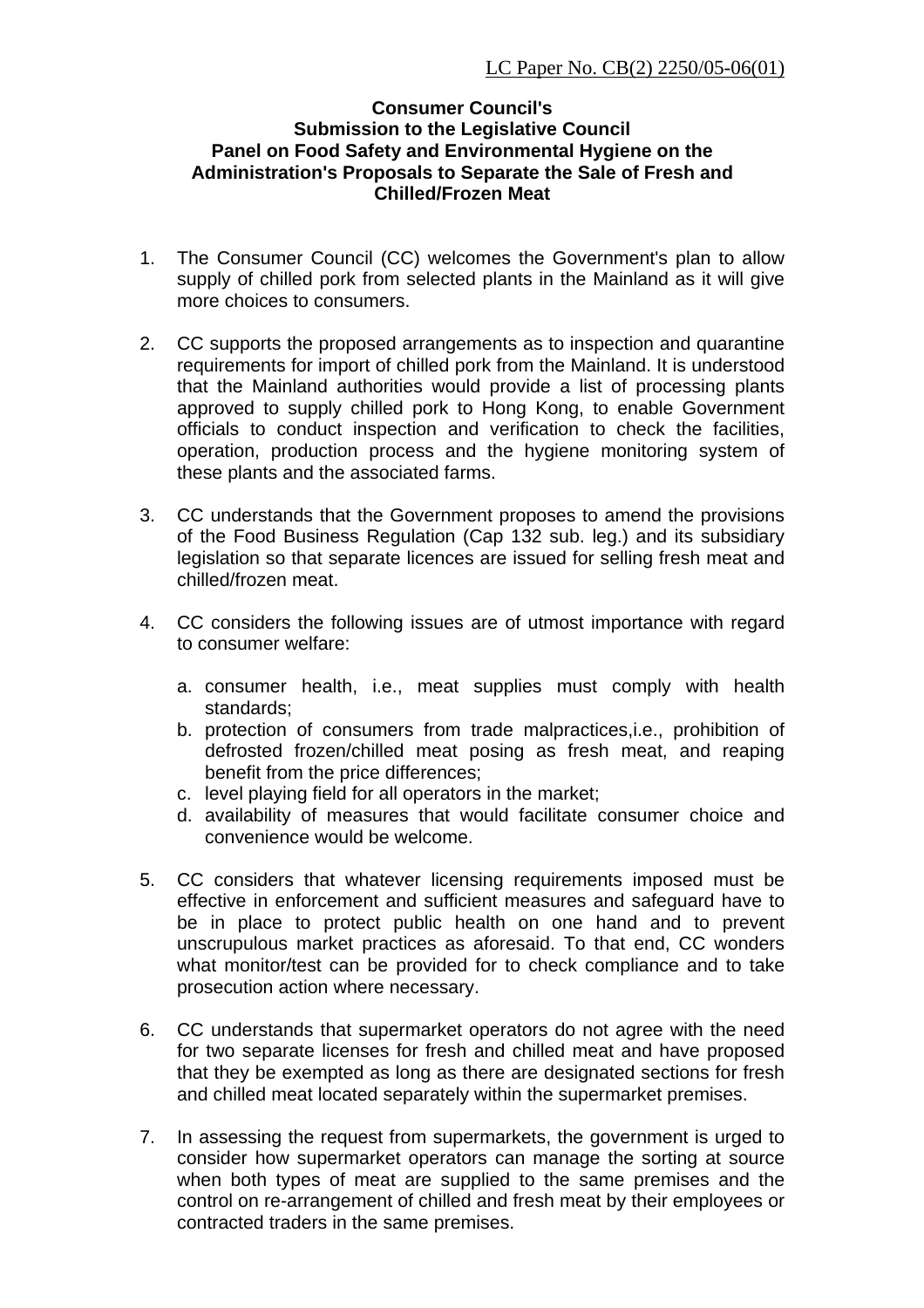LC Paper No. CB(2) 2250/05-06(01)

**Consumer Council's Submission to the Legislative Council Panel on Food Safety and Environmental Hygiene on the Administration's Proposals to Separate the Sale of Fresh and Chilled/Frozen Meat**

1. The Consumer Council (CC) welcomes the Government's plan to allow supply of chilled pork from selected plants in the Mainland as it will give more choices to consumers.

2. CC supports the proposed arrangements as to inspection and quarantine requirements for import of chilled pork from the Mainland. It is understood that the Mainland authorities would provide a list of processing plants approved to supply chilled pork to Hong Kong, to enable Government officials to conduct inspection and verification to check the facilities, operation, production process and the hygiene monitoring system of these plants and the associated farms.

3. CC understands that the Government proposes to amend the provisions of the Food Business Regulation (Cap 132 sub. leg.) and its subsidiary legislation so that separate licences are issued for selling fresh meat and chilled/frozen meat.

4. CC considers the following issues are of utmost importance with regard to consumer welfare:

   a. consumer health, i.e., meat supplies must comply with health standards;
   b. protection of consumers from trade malpractices,i.e., prohibition of defrosted frozen/chilled meat posing as fresh meat, and reaping benefit from the price differences;
   c. level playing field for all operators in the market;
   d. availability of measures that would facilitate consumer choice and convenience would be welcome.

5. CC considers that whatever licensing requirements imposed must be effective in enforcement and sufficient measures and safeguard have to be in place to protect public health on one hand and to prevent unscrupulous market practices as aforesaid. To that end, CC wonders what monitor/test can be provided for to check compliance and to take prosecution action where necessary.

6. CC understands that supermarket operators do not agree with the need for two separate licenses for fresh and chilled meat and have proposed that they be exempted as long as there are designated sections for fresh and chilled meat located separately within the supermarket premises.

7. In assessing the request from supermarkets, the government is urged to consider how supermarket operators can manage the sorting at source when both types of meat are supplied to the same premises and the control on re-arrangement of chilled and fresh meat by their employees or contracted traders in the same premises.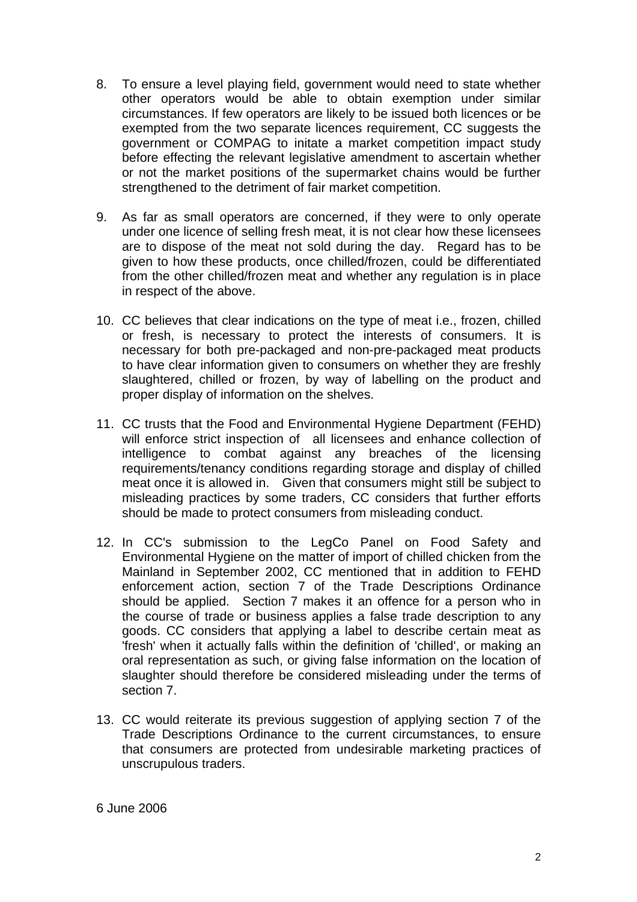8. To ensure a level playing field, government would need to state whether other operators would be able to obtain exemption under similar circumstances. If few operators are likely to be issued both licences or be exempted from the two separate licences requirement, CC suggests the government or COMPAG to initate a market competition impact study before effecting the relevant legislative amendment to ascertain whether or not the market positions of the supermarket chains would be further strengthened to the detriment of fair market competition.

9. As far as small operators are concerned, if they were to only operate under one licence of selling fresh meat, it is not clear how these licensees are to dispose of the meat not sold during the day. Regard has to be given to how these products, once chilled/frozen, could be differentiated from the other chilled/frozen meat and whether any regulation is in place in respect of the above.

10. CC believes that clear indications on the type of meat i.e., frozen, chilled or fresh, is necessary to protect the interests of consumers. It is necessary for both pre-packaged and non-pre-packaged meat products to have clear information given to consumers on whether they are freshly slaughtered, chilled or frozen, by way of labelling on the product and proper display of information on the shelves.

11. CC trusts that the Food and Environmental Hygiene Department (FEHD) will enforce strict inspection of all licensees and enhance collection of intelligence to combat against any breaches of the licensing requirements/tenancy conditions regarding storage and display of chilled meat once it is allowed in. Given that consumers might still be subject to misleading practices by some traders, CC considers that further efforts should be made to protect consumers from misleading conduct.

12. In CC's submission to the LegCo Panel on Food Safety and Environmental Hygiene on the matter of import of chilled chicken from the Mainland in September 2002, CC mentioned that in addition to FEHD enforcement action, section 7 of the Trade Descriptions Ordinance should be applied. Section 7 makes it an offence for a person who in the course of trade or business applies a false trade description to any goods. CC considers that applying a label to describe certain meat as 'fresh' when it actually falls within the definition of 'chilled', or making an oral representation as such, or giving false information on the location of slaughter should therefore be considered misleading under the terms of section 7.

13. CC would reiterate its previous suggestion of applying section 7 of the Trade Descriptions Ordinance to the current circumstances, to ensure that consumers are protected from undesirable marketing practices of unscrupulous traders.

6 June 2006